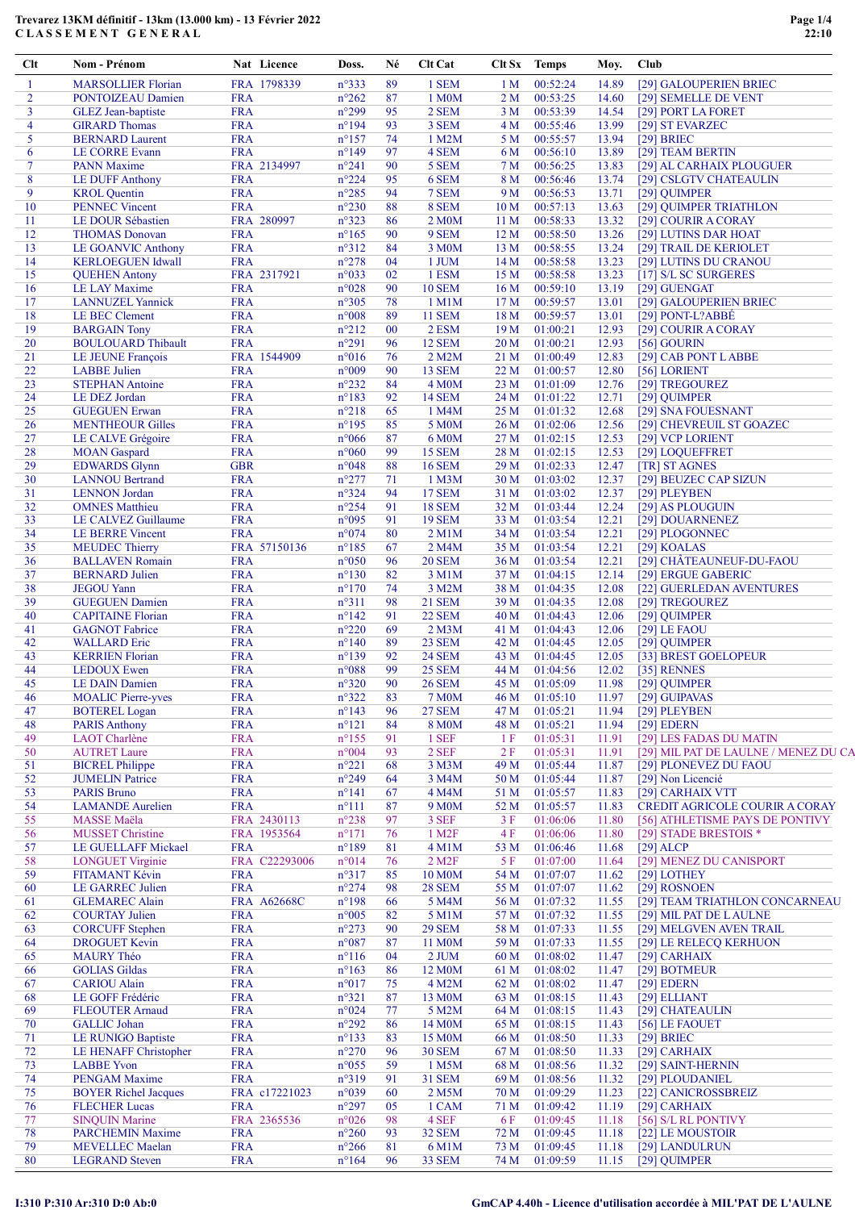**Trevarez 13KM définitif - 13km (13.000 km) - 13 Février 2022**
**CLASSEMENT GENERAL**

| Clt | Nom - Prénom | Nat | Licence | Doss. | Né | Clt Cat | Clt Sx | Temps | Moy. | Club |
|---|---|---|---|---|---|---|---|---|---|---|
| 1 | MARSOLLIER Florian | FRA | 1798339 | n°333 | 89 | 1 SEM | 1 M | 00:52:24 | 14.89 | [29] GALOUPERIEN BRIEC |
| 2 | PONTOIZEAU Damien | FRA | | n°262 | 87 | 1 M0M | 2 M | 00:53:25 | 14.60 | [29] SEMELLE DE VENT |
| 3 | GLEZ Jean-baptiste | FRA | | n°299 | 95 | 2 SEM | 3 M | 00:53:39 | 14.54 | [29] PORT LA FORET |
| 4 | GIRARD Thomas | FRA | | n°194 | 93 | 3 SEM | 4 M | 00:55:46 | 13.99 | [29] ST EVARZEC |
| 5 | BERNARD Laurent | FRA | | n°157 | 74 | 1 M2M | 5 M | 00:55:57 | 13.94 | [29] BRIEC |
| 6 | LE CORRE Evann | FRA | | n°149 | 97 | 4 SEM | 6 M | 00:56:10 | 13.89 | [29] TEAM BERTIN |
| 7 | PANN Maxime | FRA | 2134997 | n°241 | 90 | 5 SEM | 7 M | 00:56:25 | 13.83 | [29] AL CARHAIX PLOUGUER |
| 8 | LE DUFF Anthony | FRA | | n°224 | 95 | 6 SEM | 8 M | 00:56:46 | 13.74 | [29] CSLGTV CHATEAULIN |
| 9 | KROL Quentin | FRA | | n°285 | 94 | 7 SEM | 9 M | 00:56:53 | 13.71 | [29] QUIMPER |
| 10 | PENNEC Vincent | FRA | | n°230 | 88 | 8 SEM | 10 M | 00:57:13 | 13.63 | [29] QUIMPER TRIATHLON |
| 11 | LE DOUR Sébastien | FRA | 280997 | n°323 | 86 | 2 M0M | 11 M | 00:58:33 | 13.32 | [29] COURIR A CORAY |
| 12 | THOMAS Donovan | FRA | | n°165 | 90 | 9 SEM | 12 M | 00:58:50 | 13.26 | [29] LUTINS DAR HOAT |
| 13 | LE GOANVIC Anthony | FRA | | n°312 | 84 | 3 M0M | 13 M | 00:58:55 | 13.24 | [29] TRAIL DE KERIOLET |
| 14 | KERLOEGUEN Idwall | FRA | | n°278 | 04 | 1 JUM | 14 M | 00:58:58 | 13.23 | [29] LUTINS DU CRANOU |
| 15 | QUEHEN Antony | FRA | 2317921 | n°033 | 02 | 1 ESM | 15 M | 00:58:58 | 13.23 | [17] S/L SC SURGERES |
| 16 | LE LAY Maxime | FRA | | n°028 | 90 | 10 SEM | 16 M | 00:59:10 | 13.19 | [29] GUENGAT |
| 17 | LANNUZEL Yannick | FRA | | n°305 | 78 | 1 M1M | 17 M | 00:59:57 | 13.01 | [29] GALOUPERIEN BRIEC |
| 18 | LE BEC Clement | FRA | | n°008 | 89 | 11 SEM | 18 M | 00:59:57 | 13.01 | [29] PONT-L?ABBÉ |
| 19 | BARGAIN Tony | FRA | | n°212 | 00 | 2 ESM | 19 M | 01:00:21 | 12.93 | [29] COURIR A CORAY |
| 20 | BOULOUARD Thibault | FRA | | n°291 | 96 | 12 SEM | 20 M | 01:00:21 | 12.93 | [56] GOURIN |
| 21 | LE JEUNE François | FRA | 1544909 | n°016 | 76 | 2 M2M | 21 M | 01:00:49 | 12.83 | [29] CAB PONT L ABBE |
| 22 | LABBE Julien | FRA | | n°009 | 90 | 13 SEM | 22 M | 01:00:57 | 12.80 | [56] LORIENT |
| 23 | STEPHAN Antoine | FRA | | n°232 | 84 | 4 M0M | 23 M | 01:01:09 | 12.76 | [29] TREGOUREZ |
| 24 | LE DEZ Jordan | FRA | | n°183 | 92 | 14 SEM | 24 M | 01:01:22 | 12.71 | [29] QUIMPER |
| 25 | GUEGUEN Erwan | FRA | | n°218 | 65 | 1 M4M | 25 M | 01:01:32 | 12.68 | [29] SNA FOUESNANT |
| 26 | MENTHEOUR Gilles | FRA | | n°195 | 85 | 5 M0M | 26 M | 01:02:06 | 12.56 | [29] CHEVREUIL ST GOAZEC |
| 27 | LE CALVE Grégoire | FRA | | n°066 | 87 | 6 M0M | 27 M | 01:02:15 | 12.53 | [29] VCP LORIENT |
| 28 | MOAN Gaspard | FRA | | n°060 | 99 | 15 SEM | 28 M | 01:02:15 | 12.53 | [29] LOQUEFFRET |
| 29 | EDWARDS Glynn | GBR | | n°048 | 88 | 16 SEM | 29 M | 01:02:33 | 12.47 | [TR] ST AGNES |
| 30 | LANNOU Bertrand | FRA | | n°277 | 71 | 1 M3M | 30 M | 01:03:02 | 12.37 | [29] BEUZEC CAP SIZUN |
| 31 | LENNON Jordan | FRA | | n°324 | 94 | 17 SEM | 31 M | 01:03:02 | 12.37 | [29] PLEYBEN |
| 32 | OMNES Matthieu | FRA | | n°254 | 91 | 18 SEM | 32 M | 01:03:44 | 12.24 | [29] AS PLOUGUIN |
| 33 | LE CALVEZ Guillaume | FRA | | n°095 | 91 | 19 SEM | 33 M | 01:03:54 | 12.21 | [29] DOUARNENEZ |
| 34 | LE BERRE Vincent | FRA | | n°074 | 80 | 2 M1M | 34 M | 01:03:54 | 12.21 | [29] PLOGONNEC |
| 35 | MEUDEC Thierry | FRA | 57150136 | n°185 | 67 | 2 M4M | 35 M | 01:03:54 | 12.21 | [29] KOALAS |
| 36 | BALLAVEN Romain | FRA | | n°050 | 96 | 20 SEM | 36 M | 01:03:54 | 12.21 | [29] CHÂTEAUNEUF-DU-FAOU |
| 37 | BERNARD Julien | FRA | | n°130 | 82 | 3 M1M | 37 M | 01:04:15 | 12.14 | [29] ERGUE GABERIC |
| 38 | JEGOU Yann | FRA | | n°170 | 74 | 3 M2M | 38 M | 01:04:35 | 12.08 | [22] GUERLEDAN AVENTURES |
| 39 | GUEGUEN Damien | FRA | | n°311 | 98 | 21 SEM | 39 M | 01:04:35 | 12.08 | [29] TREGOUREZ |
| 40 | CAPITAINE Florian | FRA | | n°142 | 91 | 22 SEM | 40 M | 01:04:43 | 12.06 | [29] QUIMPER |
| 41 | GAGNOT Fabrice | FRA | | n°220 | 69 | 2 M3M | 41 M | 01:04:43 | 12.06 | [29] LE FAOU |
| 42 | WALLARD Eric | FRA | | n°140 | 89 | 23 SEM | 42 M | 01:04:45 | 12.05 | [29] QUIMPER |
| 43 | KERRIEN Florian | FRA | | n°139 | 92 | 24 SEM | 43 M | 01:04:45 | 12.05 | [33] BREST GOELOPEUR |
| 44 | LEDOUX Ewen | FRA | | n°088 | 99 | 25 SEM | 44 M | 01:04:56 | 12.02 | [35] RENNES |
| 45 | LE DAIN Damien | FRA | | n°320 | 90 | 26 SEM | 45 M | 01:05:09 | 11.98 | [29] QUIMPER |
| 46 | MOALIC Pierre-yves | FRA | | n°322 | 83 | 7 M0M | 46 M | 01:05:10 | 11.97 | [29] GUIPAVAS |
| 47 | BOTEREL Logan | FRA | | n°143 | 96 | 27 SEM | 47 M | 01:05:21 | 11.94 | [29] PLEYBEN |
| 48 | PARIS Anthony | FRA | | n°121 | 84 | 8 M0M | 48 M | 01:05:21 | 11.94 | [29] EDERN |
| 49 | LAOT Charlène | FRA | | n°155 | 91 | 1 SEF | 1 F | 01:05:31 | 11.91 | [29] LES FADAS DU MATIN |
| 50 | AUTRET Laure | FRA | | n°004 | 93 | 2 SEF | 2 F | 01:05:31 | 11.91 | [29] MIL PAT DE LAULNE / MENEZ DU CA |
| 51 | BICREL Philippe | FRA | | n°221 | 68 | 3 M3M | 49 M | 01:05:44 | 11.87 | [29] PLONEVEZ DU FAOU |
| 52 | JUMELIN Patrice | FRA | | n°249 | 64 | 3 M4M | 50 M | 01:05:44 | 11.87 | [29] Non Licencié |
| 53 | PARIS Bruno | FRA | | n°141 | 67 | 4 M4M | 51 M | 01:05:57 | 11.83 | [29] CARHAIX VTT |
| 54 | LAMANDE Aurelien | FRA | | n°111 | 87 | 9 M0M | 52 M | 01:05:57 | 11.83 | CREDIT AGRICOLE COURIR A CORAY |
| 55 | MASSE Maëla | FRA | 2430113 | n°238 | 97 | 3 SEF | 3 F | 01:06:06 | 11.80 | [56] ATHLETISME PAYS DE PONTIVY |
| 56 | MUSSET Christine | FRA | 1953564 | n°171 | 76 | 1 M2F | 4 F | 01:06:06 | 11.80 | [29] STADE BRESTOIS * |
| 57 | LE GUELLAFF Mickael | FRA | | n°189 | 81 | 4 M1M | 53 M | 01:06:46 | 11.68 | [29] ALCP |
| 58 | LONGUET Virginie | FRA | C22293006 | n°014 | 76 | 2 M2F | 5 F | 01:07:00 | 11.64 | [29] MENEZ DU CANISPORT |
| 59 | FITAMANT Kévin | FRA | | n°317 | 85 | 10 M0M | 54 M | 01:07:07 | 11.62 | [29] LOTHEY |
| 60 | LE GARREC Julien | FRA | | n°274 | 98 | 28 SEM | 55 M | 01:07:07 | 11.62 | [29] ROSNOEN |
| 61 | GLEMAREC Alain | FRA | A62668C | n°198 | 66 | 5 M4M | 56 M | 01:07:32 | 11.55 | [29] TEAM TRIATHLON CONCARNEAU |
| 62 | COURTAY Julien | FRA | | n°005 | 82 | 5 M1M | 57 M | 01:07:32 | 11.55 | [29] MIL PAT DE L AULNE |
| 63 | CORCUFF Stephen | FRA | | n°273 | 90 | 29 SEM | 58 M | 01:07:33 | 11.55 | [29] MELGVEN AVEN TRAIL |
| 64 | DROGUET Kevin | FRA | | n°087 | 87 | 11 M0M | 59 M | 01:07:33 | 11.55 | [29] LE RELECQ KERHUON |
| 65 | MAURY Théo | FRA | | n°116 | 04 | 2 JUM | 60 M | 01:08:02 | 11.47 | [29] CARHAIX |
| 66 | GOLIAS Gildas | FRA | | n°163 | 86 | 12 M0M | 61 M | 01:08:02 | 11.47 | [29] BOTMEUR |
| 67 | CARIOU Alain | FRA | | n°017 | 75 | 4 M2M | 62 M | 01:08:02 | 11.47 | [29] EDERN |
| 68 | LE GOFF Frédéric | FRA | | n°321 | 87 | 13 M0M | 63 M | 01:08:15 | 11.43 | [29] ELLIANT |
| 69 | FLEOUTER Arnaud | FRA | | n°024 | 77 | 5 M2M | 64 M | 01:08:15 | 11.43 | [29] CHATEAULIN |
| 70 | GALLIC Johan | FRA | | n°292 | 86 | 14 M0M | 65 M | 01:08:15 | 11.43 | [56] LE FAOUET |
| 71 | LE RUNIGO Baptiste | FRA | | n°133 | 83 | 15 M0M | 66 M | 01:08:50 | 11.33 | [29] BRIEC |
| 72 | LE HENAFF Christopher | FRA | | n°270 | 96 | 30 SEM | 67 M | 01:08:50 | 11.33 | [29] CARHAIX |
| 73 | LABBE Yvon | FRA | | n°055 | 59 | 1 M5M | 68 M | 01:08:56 | 11.32 | [29] SAINT-HERNIN |
| 74 | PENGAM Maxime | FRA | | n°319 | 91 | 31 SEM | 69 M | 01:08:56 | 11.32 | [29] PLOUDANIEL |
| 75 | BOYER Richel Jacques | FRA | c17221023 | n°039 | 60 | 2 M5M | 70 M | 01:09:29 | 11.23 | [22] CANICROSSBREIZ |
| 76 | FLECHER Lucas | FRA | | n°297 | 05 | 1 CAM | 71 M | 01:09:42 | 11.19 | [29] CARHAIX |
| 77 | SINQUIN Marine | FRA | 2365536 | n°026 | 98 | 4 SEF | 6 F | 01:09:45 | 11.18 | [56] S/L RL PONTIVY |
| 78 | PARCHEMIN Maxime | FRA | | n°260 | 93 | 32 SEM | 72 M | 01:09:45 | 11.18 | [22] LE MOUSTOIR |
| 79 | MEVELLEC Maelan | FRA | | n°266 | 81 | 6 M1M | 73 M | 01:09:45 | 11.18 | [29] LANDULRUN |
| 80 | LEGRAND Steven | FRA | | n°164 | 96 | 33 SEM | 74 M | 01:09:59 | 11.15 | [29] QUIMPER |

I:310 P:310 Ar:310 D:0 Ab:0

GmCAP 4.40h - Licence d'utilisation accordée à MIL'PAT DE L'AULNE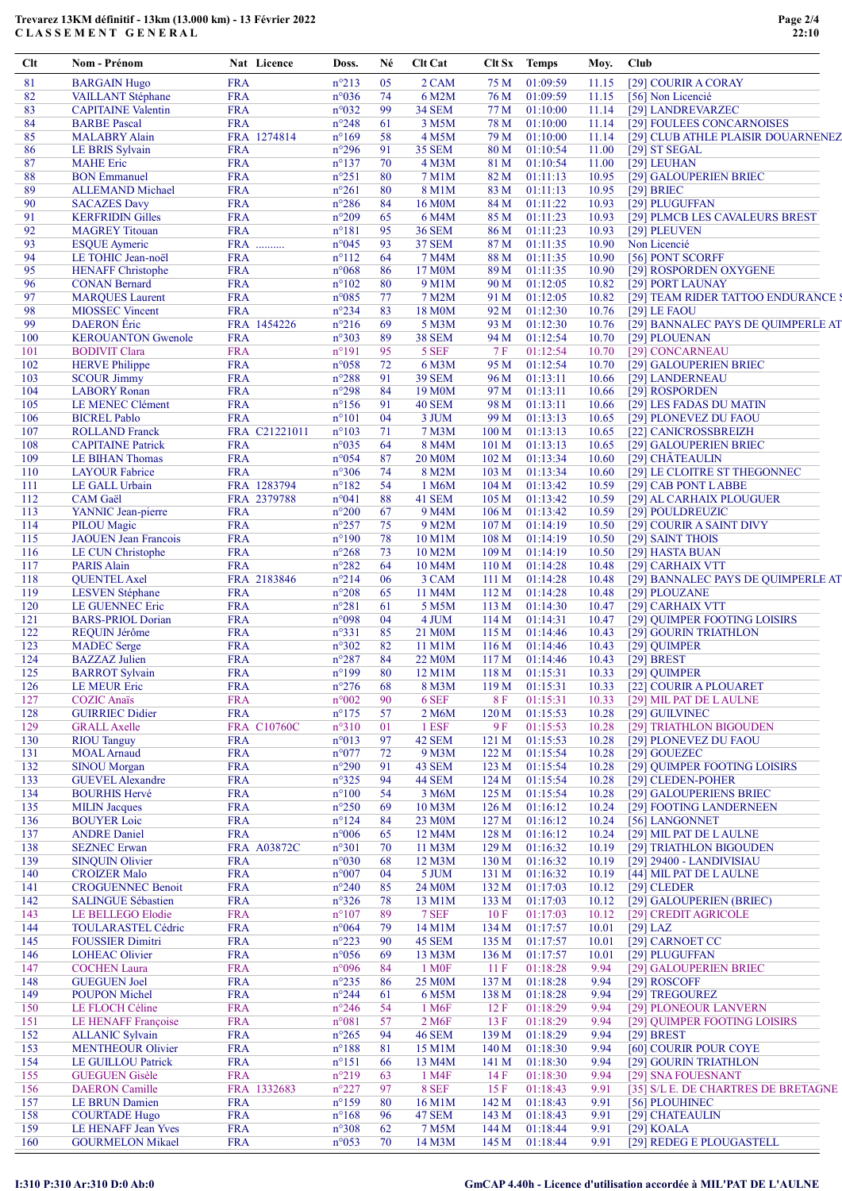# Trevarez 13KM définitif - 13km (13.000 km) - 13 Février 2022

## CLASSEMENT GENERAL

| Clt | Nom - Prénom | Nat | Licence | Doss. | Né | Clt Cat | Clt Sx | Temps | Moy. | Club |
|---|---|---|---|---|---|---|---|---|---|---|
| 81 | BARGAIN Hugo | FRA | | n°213 | 05 | 2 CAM | 75 M | 01:09:59 | 11.15 | [29] COURIR A CORAY |
| 82 | VAILLANT Stéphane | FRA | | n°036 | 74 | 6 M2M | 76 M | 01:09:59 | 11.15 | [56] Non Licencié |
| 83 | CAPITAINE Valentin | FRA | | n°032 | 99 | 34 SEM | 77 M | 01:10:00 | 11.14 | [29] LANDREVARZEC |
| 84 | BARBE Pascal | FRA | | n°248 | 61 | 3 M5M | 78 M | 01:10:00 | 11.14 | [29] FOULEES CONCARNOISES |
| 85 | MALABRY Alain | FRA | 1274814 | n°169 | 58 | 4 M5M | 79 M | 01:10:00 | 11.14 | [29] CLUB ATHLE PLAISIR DOUARNENEZ |
| 86 | LE BRIS Sylvain | FRA | | n°296 | 91 | 35 SEM | 80 M | 01:10:54 | 11.00 | [29] ST SEGAL |
| 87 | MAHE Eric | FRA | | n°137 | 70 | 4 M3M | 81 M | 01:10:54 | 11.00 | [29] LEUHAN |
| 88 | BON Emmanuel | FRA | | n°251 | 80 | 7 M1M | 82 M | 01:11:13 | 10.95 | [29] GALOUPERIEN BRIEC |
| 89 | ALLEMAND Michael | FRA | | n°261 | 80 | 8 M1M | 83 M | 01:11:13 | 10.95 | [29] BRIEC |
| 90 | SACAZES Davy | FRA | | n°286 | 84 | 16 M0M | 84 M | 01:11:22 | 10.93 | [29] PLUGUFFAN |
| 91 | KERFRIDIN Gilles | FRA | | n°209 | 65 | 6 M4M | 85 M | 01:11:23 | 10.93 | [29] PLMCB LES CAVALEURS BREST |
| 92 | MAGREY Titouan | FRA | | n°181 | 95 | 36 SEM | 86 M | 01:11:23 | 10.93 | [29] PLEUVEN |
| 93 | ESQUE Aymeric | FRA | .......... | n°045 | 93 | 37 SEM | 87 M | 01:11:35 | 10.90 | Non Licencié |
| 94 | LE TOHIC Jean-noël | FRA | | n°112 | 64 | 7 M4M | 88 M | 01:11:35 | 10.90 | [56] PONT SCORFF |
| 95 | HENAFF Christophe | FRA | | n°068 | 86 | 17 M0M | 89 M | 01:11:35 | 10.90 | [29] ROSPORDEN OXYGENE |
| 96 | CONAN Bernard | FRA | | n°102 | 80 | 9 M1M | 90 M | 01:12:05 | 10.82 | [29] PORT LAUNAY |
| 97 | MARQUES Laurent | FRA | | n°085 | 77 | 7 M2M | 91 M | 01:12:05 | 10.82 | [29] TEAM RIDER TATTOO ENDURANCE S |
| 98 | MIOSSEC Vincent | FRA | | n°234 | 83 | 18 M0M | 92 M | 01:12:30 | 10.76 | [29] LE FAOU |
| 99 | DAERON Éric | FRA | 1454226 | n°216 | 69 | 5 M3M | 93 M | 01:12:30 | 10.76 | [29] BANNALEC PAYS DE QUIMPERLE AT |
| 100 | KEROUANTON Gwenole | FRA | | n°303 | 89 | 38 SEM | 94 M | 01:12:54 | 10.70 | [29] PLOUENAN |
| 101 | BODIVIT Clara | FRA | | n°191 | 95 | 5 SEF | 7 F | 01:12:54 | 10.70 | [29] CONCARNEAU |
| 102 | HERVE Philippe | FRA | | n°058 | 72 | 6 M3M | 95 M | 01:12:54 | 10.70 | [29] GALOUPERIEN BRIEC |
| 103 | SCOUR Jimmy | FRA | | n°288 | 91 | 39 SEM | 96 M | 01:13:11 | 10.66 | [29] LANDERNEAU |
| 104 | LABORY Ronan | FRA | | n°298 | 84 | 19 M0M | 97 M | 01:13:11 | 10.66 | [29] ROSPORDEN |
| 105 | LE MENEC Clément | FRA | | n°156 | 91 | 40 SEM | 98 M | 01:13:11 | 10.66 | [29] LES FADAS DU MATIN |
| 106 | BICREL Pablo | FRA | | n°101 | 04 | 3 JUM | 99 M | 01:13:13 | 10.65 | [29] PLONEVEZ DU FAOU |
| 107 | ROLLAND Franck | FRA | C21221011 | n°103 | 71 | 7 M3M | 100 M | 01:13:13 | 10.65 | [22] CANICROSSBREIZH |
| 108 | CAPITAINE Patrick | FRA | | n°035 | 64 | 8 M4M | 101 M | 01:13:13 | 10.65 | [29] GALOUPERIEN BRIEC |
| 109 | LE BIHAN Thomas | FRA | | n°054 | 87 | 20 M0M | 102 M | 01:13:34 | 10.60 | [29] CHÂTEAULIN |
| 110 | LAYOUR Fabrice | FRA | | n°306 | 74 | 8 M2M | 103 M | 01:13:34 | 10.60 | [29] LE CLOITRE ST THEGONNEC |
| 111 | LE GALL Urbain | FRA | 1283794 | n°182 | 54 | 1 M6M | 104 M | 01:13:42 | 10.59 | [29] CAB PONT L ABBE |
| 112 | CAM Gaël | FRA | 2379788 | n°041 | 88 | 41 SEM | 105 M | 01:13:42 | 10.59 | [29] AL CARHAIX PLOUGUER |
| 113 | YANNIC Jean-pierre | FRA | | n°200 | 67 | 9 M4M | 106 M | 01:13:42 | 10.59 | [29] POULDREUZIC |
| 114 | PILOU Magic | FRA | | n°257 | 75 | 9 M2M | 107 M | 01:14:19 | 10.50 | [29] COURIR A SAINT DIVY |
| 115 | JAOUEN Jean Francois | FRA | | n°190 | 78 | 10 M1M | 108 M | 01:14:19 | 10.50 | [29] SAINT THOIS |
| 116 | LE CUN Christophe | FRA | | n°268 | 73 | 10 M2M | 109 M | 01:14:19 | 10.50 | [29] HASTA BUAN |
| 117 | PARIS Alain | FRA | | n°282 | 64 | 10 M4M | 110 M | 01:14:28 | 10.48 | [29] CARHAIX VTT |
| 118 | QUENTEL Axel | FRA | 2183846 | n°214 | 06 | 3 CAM | 111 M | 01:14:28 | 10.48 | [29] BANNALEC PAYS DE QUIMPERLE AT |
| 119 | LESVEN Stéphane | FRA | | n°208 | 65 | 11 M4M | 112 M | 01:14:28 | 10.48 | [29] PLOUZANE |
| 120 | LE GUENNEC Eric | FRA | | n°281 | 61 | 5 M5M | 113 M | 01:14:30 | 10.47 | [29] CARHAIX VTT |
| 121 | BARS-PRIOL Dorian | FRA | | n°098 | 04 | 4 JUM | 114 M | 01:14:31 | 10.47 | [29] QUIMPER FOOTING LOISIRS |
| 122 | REQUIN Jérôme | FRA | | n°331 | 85 | 21 M0M | 115 M | 01:14:46 | 10.43 | [29] GOURIN TRIATHLON |
| 123 | MADEC Serge | FRA | | n°302 | 82 | 11 M1M | 116 M | 01:14:46 | 10.43 | [29] QUIMPER |
| 124 | BAZZAZ Julien | FRA | | n°287 | 84 | 22 M0M | 117 M | 01:14:46 | 10.43 | [29] BREST |
| 125 | BARROT Sylvain | FRA | | n°199 | 80 | 12 M1M | 118 M | 01:15:31 | 10.33 | [29] QUIMPER |
| 126 | LE MEUR Eric | FRA | | n°276 | 68 | 8 M3M | 119 M | 01:15:31 | 10.33 | [22] COURIR A PLOUARET |
| 127 | COZIC Anaïs | FRA | | n°002 | 90 | 6 SEF | 8 F | 01:15:31 | 10.33 | [29] MIL PAT DE L AULNE |
| 128 | GUIRRIEC Didier | FRA | | n°175 | 57 | 2 M6M | 120 M | 01:15:53 | 10.28 | [29] GUILVINEC |
| 129 | GRALL Axelle | FRA | C10760C | n°310 | 01 | 1 ESF | 9 F | 01:15:53 | 10.28 | [29] TRIATHLON BIGOUDEN |
| 130 | RIOU Tanguy | FRA | | n°013 | 97 | 42 SEM | 121 M | 01:15:53 | 10.28 | [29] PLONEVEZ DU FAOU |
| 131 | MOAL Arnaud | FRA | | n°077 | 72 | 9 M3M | 122 M | 01:15:54 | 10.28 | [29] GOUEZEC |
| 132 | SINOU Morgan | FRA | | n°290 | 91 | 43 SEM | 123 M | 01:15:54 | 10.28 | [29] QUIMPER FOOTING LOISIRS |
| 133 | GUEVEL Alexandre | FRA | | n°325 | 94 | 44 SEM | 124 M | 01:15:54 | 10.28 | [29] CLEDEN-POHER |
| 134 | BOURHIS Hervé | FRA | | n°100 | 54 | 3 M6M | 125 M | 01:15:54 | 10.28 | [29] GALOUPERIENS BRIEC |
| 135 | MILIN Jacques | FRA | | n°250 | 69 | 10 M3M | 126 M | 01:16:12 | 10.24 | [29] FOOTING LANDERNEEN |
| 136 | BOUYER Loic | FRA | | n°124 | 84 | 23 M0M | 127 M | 01:16:12 | 10.24 | [56] LANGONNET |
| 137 | ANDRE Daniel | FRA | | n°006 | 65 | 12 M4M | 128 M | 01:16:12 | 10.24 | [29] MIL PAT DE L AULNE |
| 138 | SEZNEC Erwan | FRA | A03872C | n°301 | 70 | 11 M3M | 129 M | 01:16:32 | 10.19 | [29] TRIATHLON BIGOUDEN |
| 139 | SINQUIN Olivier | FRA | | n°030 | 68 | 12 M3M | 130 M | 01:16:32 | 10.19 | [29] 29400 - LANDIVISIAU |
| 140 | CROIZER Malo | FRA | | n°007 | 05 | 5 JUM | 131 M | 01:16:32 | 10.19 | [44] MIL PAT DE L AULNE |
| 141 | CROGUENNEC Benoit | FRA | | n°240 | 85 | 24 M0M | 132 M | 01:17:03 | 10.12 | [29] CLEDER |
| 142 | SALINGUE Sébastien | FRA | | n°326 | 78 | 13 M1M | 133 M | 01:17:03 | 10.12 | [29] GALOUPERIEN (BRIEC) |
| 143 | LE BELLEGO Elodie | FRA | | n°107 | 89 | 7 SEF | 10 F | 01:17:03 | 10.12 | [29] CREDIT AGRICOLE |
| 144 | TOULARASTEL Cédric | FRA | | n°064 | 79 | 14 M1M | 134 M | 01:17:57 | 10.01 | [29] LAZ |
| 145 | FOUSSIER Dimitri | FRA | | n°223 | 90 | 45 SEM | 135 M | 01:17:57 | 10.01 | [29] CARNOET CC |
| 146 | LOHEAC Olivier | FRA | | n°056 | 69 | 13 M3M | 136 M | 01:17:57 | 10.01 | [29] PLUGUFFAN |
| 147 | COCHEN Laura | FRA | | n°096 | 84 | 1 M0F | 11 F | 01:18:28 | 9.94 | [29] GALOUPERIEN BRIEC |
| 148 | GUEGUEN Joel | FRA | | n°235 | 86 | 25 M0M | 137 M | 01:18:28 | 9.94 | [29] ROSCOFF |
| 149 | POUPON Michel | FRA | | n°244 | 61 | 6 M5M | 138 M | 01:18:28 | 9.94 | [29] TREGOUREZ |
| 150 | LE FLOCH Céline | FRA | | n°246 | 54 | 1 M6F | 12 F | 01:18:29 | 9.94 | [29] PLONEOUR LANVERN |
| 151 | LE HENAFF Françoise | FRA | | n°081 | 57 | 2 M6F | 13 F | 01:18:29 | 9.94 | [29] QUIMPER FOOTING LOISIRS |
| 152 | ALLANIC Sylvain | FRA | | n°265 | 94 | 46 SEM | 139 M | 01:18:29 | 9.94 | [29] BREST |
| 153 | MENTHEOUR Olivier | FRA | | n°188 | 81 | 15 M1M | 140 M | 01:18:30 | 9.94 | [60] COURIR POUR COYE |
| 154 | LE GUILLOU Patrick | FRA | | n°151 | 66 | 13 M4M | 141 M | 01:18:30 | 9.94 | [29] GOURIN TRIATHLON |
| 155 | GUEGUEN Gisèle | FRA | | n°219 | 63 | 1 M4F | 14 F | 01:18:30 | 9.94 | [29] SNA FOUESNANT |
| 156 | DAERON Camille | FRA | 1332683 | n°227 | 97 | 8 SEF | 15 F | 01:18:43 | 9.91 | [35] S/L E. DE CHARTRES DE BRETAGNE |
| 157 | LE BRUN Damien | FRA | | n°159 | 80 | 16 M1M | 142 M | 01:18:43 | 9.91 | [56] PLOUHINEC |
| 158 | COURTADE Hugo | FRA | | n°168 | 96 | 47 SEM | 143 M | 01:18:43 | 9.91 | [29] CHATEAULIN |
| 159 | LE HENAFF Jean Yves | FRA | | n°308 | 62 | 7 M5M | 144 M | 01:18:44 | 9.91 | [29] KOALA |
| 160 | GOURMELON Mikael | FRA | | n°053 | 70 | 14 M3M | 145 M | 01:18:44 | 9.91 | [29] REDEG E PLOUGASTELL |

I:310 P:310 Ar:310 D:0 Ab:0

GmCAP 4.40h - Licence d'utilisation accordée à MIL'PAT DE L'AULNE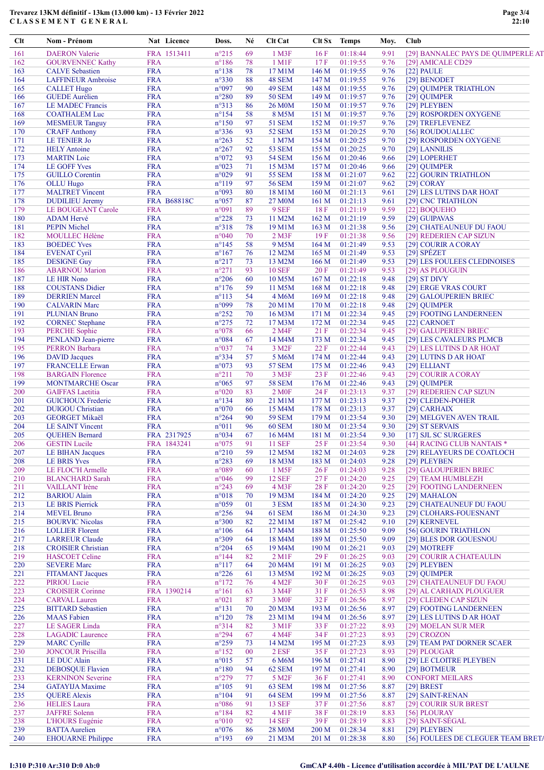Trevarez 13KM définitif - 13km (13.000 km) - 13 Février 2022
C L A S S E M E N T   G E N E R A L

| Clt | Nom - Prénom | Nat | Licence | Doss. | Né | Clt Cat | Clt Sx | Temps | Moy. | Club |
|---|---|---|---|---|---|---|---|---|---|---|
| 161 | DAERON Valerie | FRA | 1513411 | n°215 | 69 | 1 M3F | 16 F | 01:18:44 | 9.91 | [29] BANNALEC PAYS DE QUIMPERLE AT |
| 162 | GOURVENNEC Kathy | FRA | | n°186 | 78 | 1 M1F | 17 F | 01:19:55 | 9.76 | [29] AMICALE CD29 |
| 163 | CALVE Sebastien | FRA | | n°138 | 78 | 17 M1M | 146 M | 01:19:55 | 9.76 | [22] PAULE |
| 164 | LAFFINEUR Ambroise | FRA | | n°330 | 88 | 48 SEM | 147 M | 01:19:55 | 9.76 | [29] BENODET |
| 165 | CALLET Hugo | FRA | | n°097 | 90 | 49 SEM | 148 M | 01:19:55 | 9.76 | [29] QUIMPER TRIATHLON |
| 166 | GUEDE Aurélien | FRA | | n°280 | 89 | 50 SEM | 149 M | 01:19:57 | 9.76 | [29] QUIMPER |
| 167 | LE MADEC Francis | FRA | | n°313 | 86 | 26 M0M | 150 M | 01:19:57 | 9.76 | [29] PLEYBEN |
| 168 | COATHALEM Luc | FRA | | n°154 | 58 | 8 M5M | 151 M | 01:19:57 | 9.76 | [29] ROSPORDEN OXYGENE |
| 169 | MESMEUR Tanguy | FRA | | n°150 | 97 | 51 SEM | 152 M | 01:19:57 | 9.76 | [29] TREFLEVENEZ |
| 170 | CRAFF Anthony | FRA | | n°336 | 93 | 52 SEM | 153 M | 01:20:25 | 9.70 | [56] ROUDOUALLEC |
| 171 | LE TENIER Jo | FRA | | n°263 | 52 | 1 M7M | 154 M | 01:20:25 | 9.70 | [29] ROSPORDEN OXYGENE |
| 172 | HELY Antoine | FRA | | n°267 | 92 | 53 SEM | 155 M | 01:20:25 | 9.70 | [29] LANNILIS |
| 173 | MARTIN Loic | FRA | | n°072 | 93 | 54 SEM | 156 M | 01:20:46 | 9.66 | [29] LOPERHET |
| 174 | LE GOFF Yves | FRA | | n°023 | 71 | 15 M3M | 157 M | 01:20:46 | 9.66 | [29] QUIMPER |
| 175 | GUILLO Corentin | FRA | | n°029 | 91 | 55 SEM | 158 M | 01:21:07 | 9.62 | [22] GOURIN TRIATHLON |
| 176 | OLLU Hugo | FRA | | n°119 | 97 | 56 SEM | 159 M | 01:21:07 | 9.62 | [29] CORAY |
| 177 | MALTRET Vincent | FRA | | n°093 | 80 | 18 M1M | 160 M | 01:21:13 | 9.61 | [29] LES LUTINS DAR HOAT |
| 178 | DUDILIEU Jeremy | FRA | B68818C | n°057 | 87 | 27 M0M | 161 M | 01:21:13 | 9.61 | [29] CNC TRIATHLON |
| 179 | LE BOUGEANT Carole | FRA | | n°091 | 89 | 9 SEF | 18 F | 01:21:19 | 9.59 | [22] BOQUEHO |
| 180 | ADAM Hervé | FRA | | n°228 | 73 | 11 M2M | 162 M | 01:21:19 | 9.59 | [29] GUIPAVAS |
| 181 | PEPIN Michel | FRA | | n°318 | 78 | 19 M1M | 163 M | 01:21:38 | 9.56 | [29] CHATEAUNEUF DU FAOU |
| 182 | MOULLEC Hélène | FRA | | n°040 | 70 | 2 M3F | 19 F | 01:21:38 | 9.56 | [29] REDERIEN CAP SIZUN |
| 183 | BOEDEC Yves | FRA | | n°145 | 58 | 9 M5M | 164 M | 01:21:49 | 9.53 | [29] COURIR A CORAY |
| 184 | EVENAT Cyril | FRA | | n°167 | 76 | 12 M2M | 165 M | 01:21:49 | 9.53 | [29] SPÉZET |
| 185 | DESIGNE Guy | FRA | | n°217 | 73 | 13 M2M | 166 M | 01:21:49 | 9.53 | [29] LES FOULEES CLEDINOISES |
| 186 | ABARNOU Marion | FRA | | n°271 | 93 | 10 SEF | 20 F | 01:21:49 | 9.53 | [29] AS PLOUGUIN |
| 187 | LE HIR Nono | FRA | | n°206 | 60 | 10 M5M | 167 M | 01:22:18 | 9.48 | [29] ST DIVY |
| 188 | COUSTANS Didier | FRA | | n°176 | 59 | 11 M5M | 168 M | 01:22:18 | 9.48 | [29] ERGE VRAS COURT |
| 189 | DERRIEN Marcel | FRA | | n°113 | 54 | 4 M6M | 169 M | 01:22:18 | 9.48 | [29] GALOUPERIEN BRIEC |
| 190 | CALVARIN Marc | FRA | | n°099 | 78 | 20 M1M | 170 M | 01:22:18 | 9.48 | [29] QUIMPER |
| 191 | PLUNIAN Bruno | FRA | | n°252 | 70 | 16 M3M | 171 M | 01:22:34 | 9.45 | [29] FOOTING LANDERNEEN |
| 192 | CORNEC Stephane | FRA | | n°275 | 72 | 17 M3M | 172 M | 01:22:34 | 9.45 | [22] CARNOET |
| 193 | PERCHE Sophie | FRA | | n°078 | 66 | 2 M4F | 21 F | 01:22:34 | 9.45 | [29] GALUPERIEN BRIEC |
| 194 | PENLAND Jean-pierre | FRA | | n°084 | 67 | 14 M4M | 173 M | 01:22:34 | 9.45 | [29] LES CAVALEURS PLMCB |
| 195 | PERRON Barbara | FRA | | n°037 | 74 | 3 M2F | 22 F | 01:22:44 | 9.43 | [29] LES LUTINS D AR HOAT |
| 196 | DAVID Jacques | FRA | | n°334 | 57 | 5 M6M | 174 M | 01:22:44 | 9.43 | [29] LUTINS D AR HOAT |
| 197 | FRANCELLE Erwan | FRA | | n°073 | 93 | 57 SEM | 175 M | 01:22:46 | 9.43 | [29] ELLIANT |
| 198 | BARGAIN Florence | FRA | | n°211 | 70 | 3 M3F | 23 F | 01:22:46 | 9.43 | [29] COURIR A CORAY |
| 199 | MONTMARCHE Oscar | FRA | | n°065 | 97 | 58 SEM | 176 M | 01:22:46 | 9.43 | [29] QUIMPER |
| 200 | GAIFFAS Laetitia | FRA | | n°020 | 83 | 2 M0F | 24 F | 01:23:13 | 9.37 | [29] REDERIEN CAP SIZUN |
| 201 | GUICHOUX Frederic | FRA | | n°134 | 80 | 21 M1M | 177 M | 01:23:13 | 9.37 | [29] CLEDEN-POHER |
| 202 | DUIGOU Christian | FRA | | n°070 | 66 | 15 M4M | 178 M | 01:23:13 | 9.37 | [29] CARHAIX |
| 203 | GEORGET Mikaël | FRA | | n°264 | 90 | 59 SEM | 179 M | 01:23:54 | 9.30 | [29] MELGVEN AVEN TRAIL |
| 204 | LE SAINT Vincent | FRA | | n°011 | 96 | 60 SEM | 180 M | 01:23:54 | 9.30 | [29] ST SERVAIS |
| 205 | QUEHEN Bernard | FRA | 2317925 | n°034 | 67 | 16 M4M | 181 M | 01:23:54 | 9.30 | [17] SJL SC SURGERES |
| 206 | GESTIN Lucile | FRA | 1843241 | n°075 | 91 | 11 SEF | 25 F | 01:23:54 | 9.30 | [44] RACING CLUB NANTAIS * |
| 207 | LE BIHAN Jacques | FRA | | n°210 | 59 | 12 M5M | 182 M | 01:24:03 | 9.28 | [29] RELAYEURS DE COATLOCH |
| 208 | LE BRIS Yves | FRA | | n°283 | 69 | 18 M3M | 183 M | 01:24:03 | 9.28 | [29] PLEYBEN |
| 209 | LE FLOC'H Armelle | FRA | | n°089 | 60 | 1 M5F | 26 F | 01:24:03 | 9.28 | [29] GALOUPERIEN BRIEC |
| 210 | BLANCHARD Sarah | FRA | | n°046 | 99 | 12 SEF | 27 F | 01:24:20 | 9.25 | [29] TEAM HUMBLEZH |
| 211 | VAILLANT Irène | FRA | | n°243 | 69 | 4 M3F | 28 F | 01:24:20 | 9.25 | [29] FOOTING LANDERNEEN |
| 212 | BARIOU Alain | FRA | | n°018 | 70 | 19 M3M | 184 M | 01:24:20 | 9.25 | [29] MAHALON |
| 213 | LE BRIS Pierrick | FRA | | n°059 | 01 | 3 ESM | 185 M | 01:24:30 | 9.23 | [29] CHATEAUNEUF DU FAOU |
| 214 | MEVEL Bruno | FRA | | n°256 | 94 | 61 SEM | 186 M | 01:24:30 | 9.23 | [29] CLOHARS-FOUESNANT |
| 215 | BOURVIC Nicolas | FRA | | n°300 | 82 | 22 M1M | 187 M | 01:25:42 | 9.10 | [29] KERNEVEL |
| 216 | LOLLIER Florent | FRA | | n°106 | 64 | 17 M4M | 188 M | 01:25:50 | 9.09 | [56] GOURIN TRIATHLON |
| 217 | LARREUR Claude | FRA | | n°309 | 64 | 18 M4M | 189 M | 01:25:50 | 9.09 | [29] BLES DOR GOUESNOU |
| 218 | CROISIER Christian | FRA | | n°204 | 65 | 19 M4M | 190 M | 01:26:21 | 9.03 | [29] MOTREFF |
| 219 | HASCOET Celine | FRA | | n°144 | 82 | 2 M1F | 29 F | 01:26:25 | 9.03 | [29] COURIR A CHATEAULIN |
| 220 | SEVERE Marc | FRA | | n°117 | 64 | 20 M4M | 191 M | 01:26:25 | 9.03 | [29] PLEYBEN |
| 221 | FITAMANT Jacques | FRA | | n°226 | 61 | 13 M5M | 192 M | 01:26:25 | 9.03 | [29] QUIMPER |
| 222 | PIRIOU Lucie | FRA | | n°172 | 76 | 4 M2F | 30 F | 01:26:25 | 9.03 | [29] CHATEAUNEUF DU FAOU |
| 223 | CROISIER Corinne | FRA | 1390214 | n°161 | 63 | 3 M4F | 31 F | 01:26:53 | 8.98 | [29] AL CARHAIX PLOUGUER |
| 224 | CARVAL Lauren | FRA | | n°021 | 87 | 3 M0F | 32 F | 01:26:56 | 8.97 | [29] CLEDEN CAP SIZUN |
| 225 | BITTARD Sebastien | FRA | | n°131 | 70 | 20 M3M | 193 M | 01:26:56 | 8.97 | [29] FOOTING LANDERNEEN |
| 226 | MAAS Fabien | FRA | | n°120 | 78 | 23 M1M | 194 M | 01:26:56 | 8.97 | [29] LES LUTINS D AR HOAT |
| 227 | LE SAGER Linda | FRA | | n°314 | 82 | 3 M1F | 33 F | 01:27:22 | 8.93 | [29] MOELAN SUR MER |
| 228 | LAGADIC Laurence | FRA | | n°294 | 67 | 4 M4F | 34 F | 01:27:23 | 8.93 | [29] CROZON |
| 229 | MARC Cyrille | FRA | | n°259 | 73 | 14 M2M | 195 M | 01:27:23 | 8.93 | [29] TEAM PAT DORNER SCAER |
| 230 | JONCOUR Priscilla | FRA | | n°152 | 00 | 2 ESF | 35 F | 01:27:23 | 8.93 | [29] PLOUGAR |
| 231 | LE DUC Alain | FRA | | n°015 | 57 | 6 M6M | 196 M | 01:27:41 | 8.90 | [29] LE CLOITRE PLEYBEN |
| 232 | DEBOSQUE Flavien | FRA | | n°180 | 94 | 62 SEM | 197 M | 01:27:41 | 8.90 | [29] BOTMEUR |
| 233 | KERNINON Severine | FRA | | n°279 | 77 | 5 M2F | 36 F | 01:27:41 | 8.90 | CONFORT MEILARS |
| 234 | GATAYIJA Maxime | FRA | | n°105 | 91 | 63 SEM | 198 M | 01:27:56 | 8.87 | [29] BREST |
| 235 | QUERE Alexis | FRA | | n°104 | 91 | 64 SEM | 199 M | 01:27:56 | 8.87 | [29] SAINT-RENAN |
| 236 | HELIES Laura | FRA | | n°086 | 91 | 13 SEF | 37 F | 01:27:56 | 8.87 | [29] COURIR SUR BREST |
| 237 | JAFFRE Solenn | FRA | | n°184 | 82 | 4 M1F | 38 F | 01:28:19 | 8.83 | [56] PLOURAY |
| 238 | L'HOURS Eugénie | FRA | | n°010 | 92 | 14 SEF | 39 F | 01:28:19 | 8.83 | [29] SAINT-SÉGAL |
| 239 | BATTA Aurelien | FRA | | n°076 | 86 | 28 M0M | 200 M | 01:28:34 | 8.81 | [29] PLEYBEN |
| 240 | EHOUARNE Philippe | FRA | | n°193 | 69 | 21 M3M | 201 M | 01:28:38 | 8.80 | [56] FOULEES DE CLEGUER TEAM BRETA |

I:310 P:310 Ar:310 D:0 Ab:0

GmCAP 4.40h - Licence d'utilisation accordée à MIL'PAT DE L'AULNE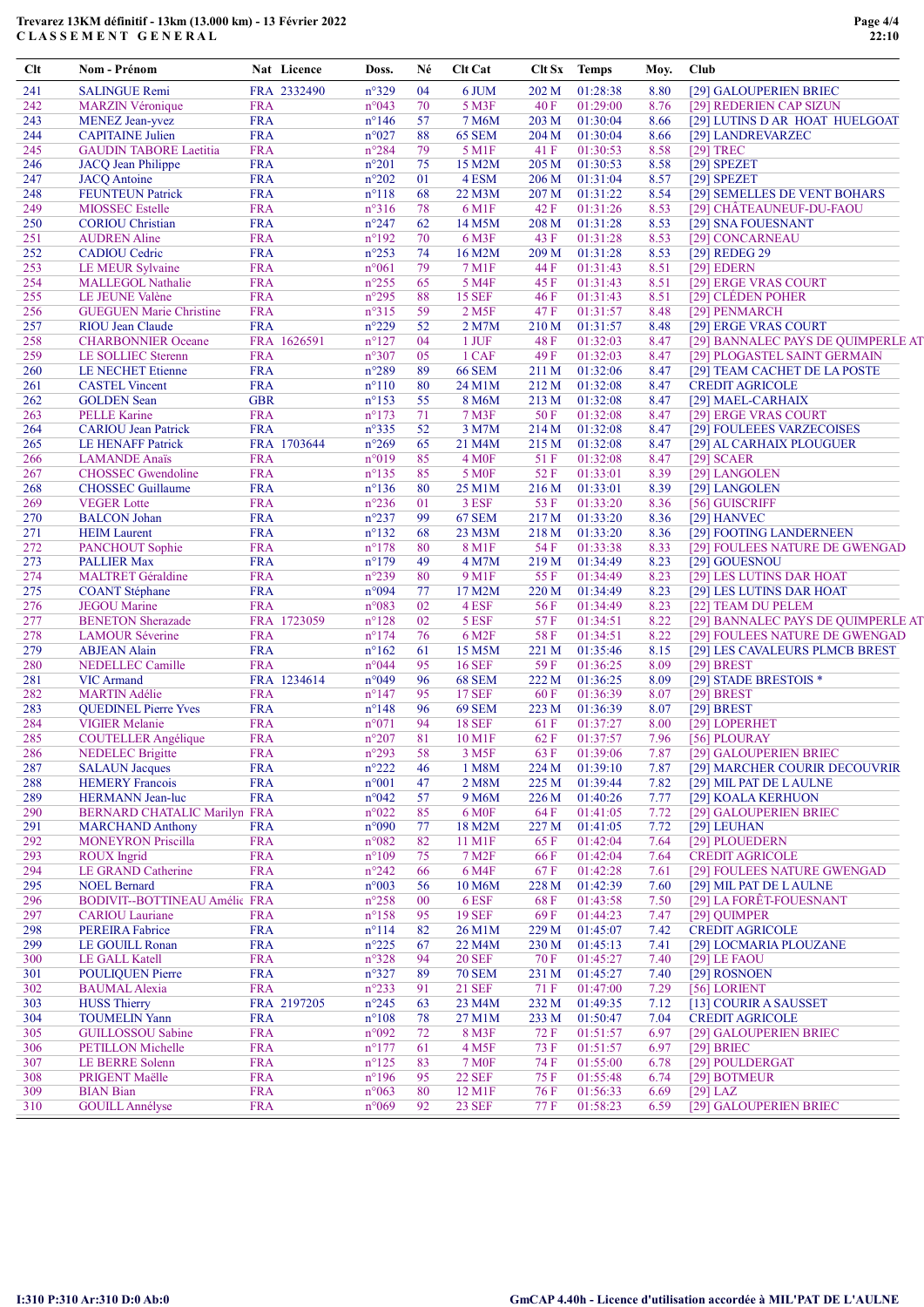Trevarez 13KM définitif - 13km (13.000 km) - 13 Février 2022
CLASSEMENT GENERAL

| Clt | Nom - Prénom | Nat | Licence | Doss. | Né | Clt Cat | Clt Sx | Temps | Moy. | Club |
|---|---|---|---|---|---|---|---|---|---|---|
| 241 | SALINGUE Remi | FRA | 2332490 | n°329 | 04 | 6 JUM | 202 M | 01:28:38 | 8.80 | [29] GALOUPERIEN BRIEC |
| 242 | MARZIN Véronique | FRA | | n°043 | 70 | 5 M3F | 40 F | 01:29:00 | 8.76 | [29] REDERIEN CAP SIZUN |
| 243 | MENEZ Jean-yvez | FRA | | n°146 | 57 | 7 M6M | 203 M | 01:30:04 | 8.66 | [29] LUTINS D AR HOAT HUELGOAT |
| 244 | CAPITAINE Julien | FRA | | n°027 | 88 | 65 SEM | 204 M | 01:30:04 | 8.66 | [29] LANDREVARZEC |
| 245 | GAUDIN TABORE Laetitia | FRA | | n°284 | 79 | 5 M1F | 41 F | 01:30:53 | 8.58 | [29] TREC |
| 246 | JACQ Jean Philippe | FRA | | n°201 | 75 | 15 M2M | 205 M | 01:30:53 | 8.58 | [29] SPEZET |
| 247 | JACQ Antoine | FRA | | n°202 | 01 | 4 ESM | 206 M | 01:31:04 | 8.57 | [29] SPEZET |
| 248 | FEUNTEUN Patrick | FRA | | n°118 | 68 | 22 M3M | 207 M | 01:31:22 | 8.54 | [29] SEMELLES DE VENT BOHARS |
| 249 | MIOSSEC Estelle | FRA | | n°316 | 78 | 6 M1F | 42 F | 01:31:26 | 8.53 | [29] CHÂTEAUNEUF-DU-FAOU |
| 250 | CORIOU Christian | FRA | | n°247 | 62 | 14 M5M | 208 M | 01:31:28 | 8.53 | [29] SNA FOUESNANT |
| 251 | AUDREN Aline | FRA | | n°192 | 70 | 6 M3F | 43 F | 01:31:28 | 8.53 | [29] CONCARNEAU |
| 252 | CADIOU Cedric | FRA | | n°253 | 74 | 16 M2M | 209 M | 01:31:28 | 8.53 | [29] REDEG 29 |
| 253 | LE MEUR Sylvaine | FRA | | n°061 | 79 | 7 M1F | 44 F | 01:31:43 | 8.51 | [29] EDERN |
| 254 | MALLEGOL Nathalie | FRA | | n°255 | 65 | 5 M4F | 45 F | 01:31:43 | 8.51 | [29] ERGE VRAS COURT |
| 255 | LE JEUNE Valène | FRA | | n°295 | 88 | 15 SEF | 46 F | 01:31:43 | 8.51 | [29] CLÉDEN POHER |
| 256 | GUEGUEN Marie Christine | FRA | | n°315 | 59 | 2 M5F | 47 F | 01:31:57 | 8.48 | [29] PENMARCH |
| 257 | RIOU Jean Claude | FRA | | n°229 | 52 | 2 M7M | 210 M | 01:31:57 | 8.48 | [29] ERGE VRAS COURT |
| 258 | CHARBONNIER Oceane | FRA | 1626591 | n°127 | 04 | 1 JUF | 48 F | 01:32:03 | 8.47 | [29] BANNALEC PAYS DE QUIMPERLE AT |
| 259 | LE SOLLIEC Sterenn | FRA | | n°307 | 05 | 1 CAF | 49 F | 01:32:03 | 8.47 | [29] PLOGASTEL SAINT GERMAIN |
| 260 | LE NECHET Etienne | FRA | | n°289 | 89 | 66 SEM | 211 M | 01:32:06 | 8.47 | [29] TEAM CACHET DE LA POSTE |
| 261 | CASTEL Vincent | FRA | | n°110 | 80 | 24 M1M | 212 M | 01:32:08 | 8.47 | CREDIT AGRICOLE |
| 262 | GOLDEN Sean | GBR | | n°153 | 55 | 8 M6M | 213 M | 01:32:08 | 8.47 | [29] MAEL-CARHAIX |
| 263 | PELLE Karine | FRA | | n°173 | 71 | 7 M3F | 50 F | 01:32:08 | 8.47 | [29] ERGE VRAS COURT |
| 264 | CARIOU Jean Patrick | FRA | | n°335 | 52 | 3 M7M | 214 M | 01:32:08 | 8.47 | [29] FOULEEES VARZECOISES |
| 265 | LE HENAFF Patrick | FRA | 1703644 | n°269 | 65 | 21 M4M | 215 M | 01:32:08 | 8.47 | [29] AL CARHAIX PLOUGUER |
| 266 | LAMANDE Anaïs | FRA | | n°019 | 85 | 4 M0F | 51 F | 01:32:08 | 8.47 | [29] SCAER |
| 267 | CHOSSEC Gwendoline | FRA | | n°135 | 85 | 5 M0F | 52 F | 01:33:01 | 8.39 | [29] LANGOLEN |
| 268 | CHOSSEC Guillaume | FRA | | n°136 | 80 | 25 M1M | 216 M | 01:33:01 | 8.39 | [29] LANGOLEN |
| 269 | VEGER Lotte | FRA | | n°236 | 01 | 3 ESF | 53 F | 01:33:20 | 8.36 | [56] GUISCRIFF |
| 270 | BALCON Johan | FRA | | n°237 | 99 | 67 SEM | 217 M | 01:33:20 | 8.36 | [29] HANVEC |
| 271 | HEIM Laurent | FRA | | n°132 | 68 | 23 M3M | 218 M | 01:33:20 | 8.36 | [29] FOOTING LANDERNEEN |
| 272 | PANCHOUT Sophie | FRA | | n°178 | 80 | 8 M1F | 54 F | 01:33:38 | 8.33 | [29] FOULEES NATURE DE GWENGAD |
| 273 | PALLIER Max | FRA | | n°179 | 49 | 4 M7M | 219 M | 01:34:49 | 8.23 | [29] GOUESNOU |
| 274 | MALTRET Géraldine | FRA | | n°239 | 80 | 9 M1F | 55 F | 01:34:49 | 8.23 | [29] LES LUTINS DAR HOAT |
| 275 | COANT Stéphane | FRA | | n°094 | 77 | 17 M2M | 220 M | 01:34:49 | 8.23 | [29] LES LUTINS DAR HOAT |
| 276 | JEGOU Marine | FRA | | n°083 | 02 | 4 ESF | 56 F | 01:34:49 | 8.23 | [22] TEAM DU PELEM |
| 277 | BENETON Sherazade | FRA | 1723059 | n°128 | 02 | 5 ESF | 57 F | 01:34:51 | 8.22 | [29] BANNALEC PAYS DE QUIMPERLE AT |
| 278 | LAMOUR Séverine | FRA | | n°174 | 76 | 6 M2F | 58 F | 01:34:51 | 8.22 | [29] FOULEES NATURE DE GWENGAD |
| 279 | ABJEAN Alain | FRA | | n°162 | 61 | 15 M5M | 221 M | 01:35:46 | 8.15 | [29] LES CAVALEURS PLMCB BREST |
| 280 | NEDELLEC Camille | FRA | | n°044 | 95 | 16 SEF | 59 F | 01:36:25 | 8.09 | [29] BREST |
| 281 | VIC Armand | FRA | 1234614 | n°049 | 96 | 68 SEM | 222 M | 01:36:25 | 8.09 | [29] STADE BRESTOIS * |
| 282 | MARTIN Adélie | FRA | | n°147 | 95 | 17 SEF | 60 F | 01:36:39 | 8.07 | [29] BREST |
| 283 | QUEDINEL Pierre Yves | FRA | | n°148 | 96 | 69 SEM | 223 M | 01:36:39 | 8.07 | [29] BREST |
| 284 | VIGIER Melanie | FRA | | n°071 | 94 | 18 SEF | 61 F | 01:37:27 | 8.00 | [29] LOPERHET |
| 285 | COUTELLER Angélique | FRA | | n°207 | 81 | 10 M1F | 62 F | 01:37:57 | 7.96 | [56] PLOURAY |
| 286 | NEDELEC Brigitte | FRA | | n°293 | 58 | 3 M5F | 63 F | 01:39:06 | 7.87 | [29] GALOUPERIEN BRIEC |
| 287 | SALAUN Jacques | FRA | | n°222 | 46 | 1 M8M | 224 M | 01:39:10 | 7.87 | [29] MARCHER COURIR DECOUVRIR |
| 288 | HEMERY Francois | FRA | | n°001 | 47 | 2 M8M | 225 M | 01:39:44 | 7.82 | [29] MIL PAT DE L AULNE |
| 289 | HERMANN Jean-luc | FRA | | n°042 | 57 | 9 M6M | 226 M | 01:40:26 | 7.77 | [29] KOALA KERHUON |
| 290 | BERNARD CHATALIC Marilyn | FRA | | n°022 | 85 | 6 M0F | 64 F | 01:41:05 | 7.72 | [29] GALOUPERIEN BRIEC |
| 291 | MARCHAND Anthony | FRA | | n°090 | 77 | 18 M2M | 227 M | 01:41:05 | 7.72 | [29] LEUHAN |
| 292 | MONEYRON Priscilla | FRA | | n°082 | 82 | 11 M1F | 65 F | 01:42:04 | 7.64 | [29] PLOUEDERN |
| 293 | ROUX Ingrid | FRA | | n°109 | 75 | 7 M2F | 66 F | 01:42:04 | 7.64 | CREDIT AGRICOLE |
| 294 | LE GRAND Catherine | FRA | | n°242 | 66 | 6 M4F | 67 F | 01:42:28 | 7.61 | [29] FOULEES NATURE GWENGAD |
| 295 | NOEL Bernard | FRA | | n°003 | 56 | 10 M6M | 228 M | 01:42:39 | 7.60 | [29] MIL PAT DE L AULNE |
| 296 | BODIVIT--BOTTINEAU Amélie | FRA | | n°258 | 00 | 6 ESF | 68 F | 01:43:58 | 7.50 | [29] LA FORÊT-FOUESNANT |
| 297 | CARIOU Lauriane | FRA | | n°158 | 95 | 19 SEF | 69 F | 01:44:23 | 7.47 | [29] QUIMPER |
| 298 | PEREIRA Fabrice | FRA | | n°114 | 82 | 26 M1M | 229 M | 01:45:07 | 7.42 | CREDIT AGRICOLE |
| 299 | LE GOUILL Ronan | FRA | | n°225 | 67 | 22 M4M | 230 M | 01:45:13 | 7.41 | [29] LOCMARIA PLOUZANE |
| 300 | LE GALL Katell | FRA | | n°328 | 94 | 20 SEF | 70 F | 01:45:27 | 7.40 | [29] LE FAOU |
| 301 | POULIQUEN Pierre | FRA | | n°327 | 89 | 70 SEM | 231 M | 01:45:27 | 7.40 | [29] ROSNOEN |
| 302 | BAUMAL Alexia | FRA | | n°233 | 91 | 21 SEF | 71 F | 01:47:00 | 7.29 | [56] LORIENT |
| 303 | HUSS Thierry | FRA | 2197205 | n°245 | 63 | 23 M4M | 232 M | 01:49:35 | 7.12 | [13] COURIR A SAUSSET |
| 304 | TOUMELIN Yann | FRA | | n°108 | 78 | 27 M1M | 233 M | 01:50:47 | 7.04 | CREDIT AGRICOLE |
| 305 | GUILLOSSOU Sabine | FRA | | n°092 | 72 | 8 M3F | 72 F | 01:51:57 | 6.97 | [29] GALOUPERIEN BRIEC |
| 306 | PETILLON Michelle | FRA | | n°177 | 61 | 4 M5F | 73 F | 01:51:57 | 6.97 | [29] BRIEC |
| 307 | LE BERRE Solenn | FRA | | n°125 | 83 | 7 M0F | 74 F | 01:55:00 | 6.78 | [29] POULDERGAT |
| 308 | PRIGENT Maëlle | FRA | | n°196 | 95 | 22 SEF | 75 F | 01:55:48 | 6.74 | [29] BOTMEUR |
| 309 | BIAN Bian | FRA | | n°063 | 80 | 12 M1F | 76 F | 01:56:33 | 6.69 | [29] LAZ |
| 310 | GOUILL Annélyse | FRA | | n°069 | 92 | 23 SEF | 77 F | 01:58:23 | 6.59 | [29] GALOUPERIEN BRIEC |

I:310 P:310 Ar:310 D:0 Ab:0

GmCAP 4.40h - Licence d'utilisation accordée à MIL'PAT DE L'AULNE